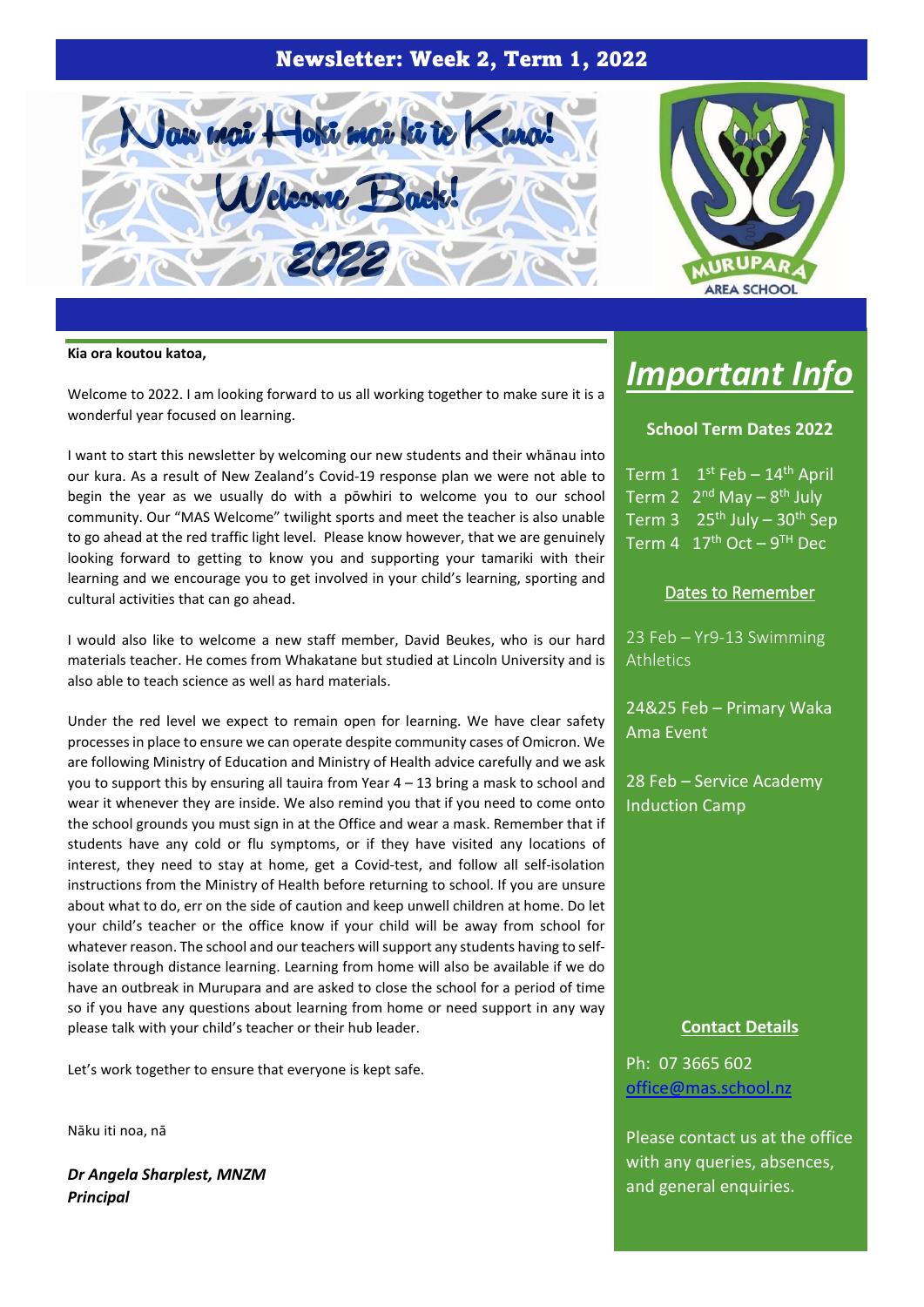# Newsletter: Week 2, Term 1, 2022

Nau mai Hoki mai ki te Kura!

Welcome Back!

2022

MURUPARA AREA SCHOOL

**Kia ora koutou katoa,**

Welcome to 2022. I am looking forward to us all working together to make sure it is a wonderful year focused on learning.

I want to start this newsletter by welcoming our new students and their whānau into our kura. As a result of New Zealand's Covid-19 response plan we were not able to begin the year as we usually do with a pōwhiri to welcome you to our school community. Our "MAS Welcome" twilight sports and meet the teacher is also unable to go ahead at the red traffic light level. Please know however, that we are genuinely looking forward to getting to know you and supporting your tamariki with their learning and we encourage you to get involved in your child's learning, sporting and cultural activities that can go ahead.

I would also like to welcome a new staff member, David Beukes, who is our hard materials teacher. He comes from Whakatane but studied at Lincoln University and is also able to teach science as well as hard materials.

Under the red level we expect to remain open for learning. We have clear safety processes in place to ensure we can operate despite community cases of Omicron. We are following Ministry of Education and Ministry of Health advice carefully and we ask you to support this by ensuring all tauira from Year 4 – 13 bring a mask to school and wear it whenever they are inside. We also remind you that if you need to come onto the school grounds you must sign in at the Office and wear a mask. Remember that if students have any cold or flu symptoms, or if they have visited any locations of interest, they need to stay at home, get a Covid-test, and follow all self-isolation instructions from the Ministry of Health before returning to school. If you are unsure about what to do, err on the side of caution and keep unwell children at home. Do let your child's teacher or the office know if your child will be away from school for whatever reason. The school and our teachers will support any students having to self-isolate through distance learning. Learning from home will also be available if we do have an outbreak in Murupara and are asked to close the school for a period of time so if you have any questions about learning from home or need support in any way please talk with your child's teacher or their hub leader.

Let's work together to ensure that everyone is kept safe.

Nāku iti noa, nā

***Dr Angela Sharplest, MNZM***
***Principal***

## *Important Info*

**School Term Dates 2022**

Term 1 1st Feb – 14th April
Term 2 2nd May – 8th July
Term 3 25th July – 30th Sep
Term 4 17th Oct – 9TH Dec

**Dates to Remember**

23 Feb – Yr9-13 Swimming Athletics

24&25 Feb – Primary Waka Ama Event

28 Feb – Service Academy Induction Camp

**Contact Details**

Ph: 07 3665 602
office@mas.school.nz

Please contact us at the office with any queries, absences, and general enquiries.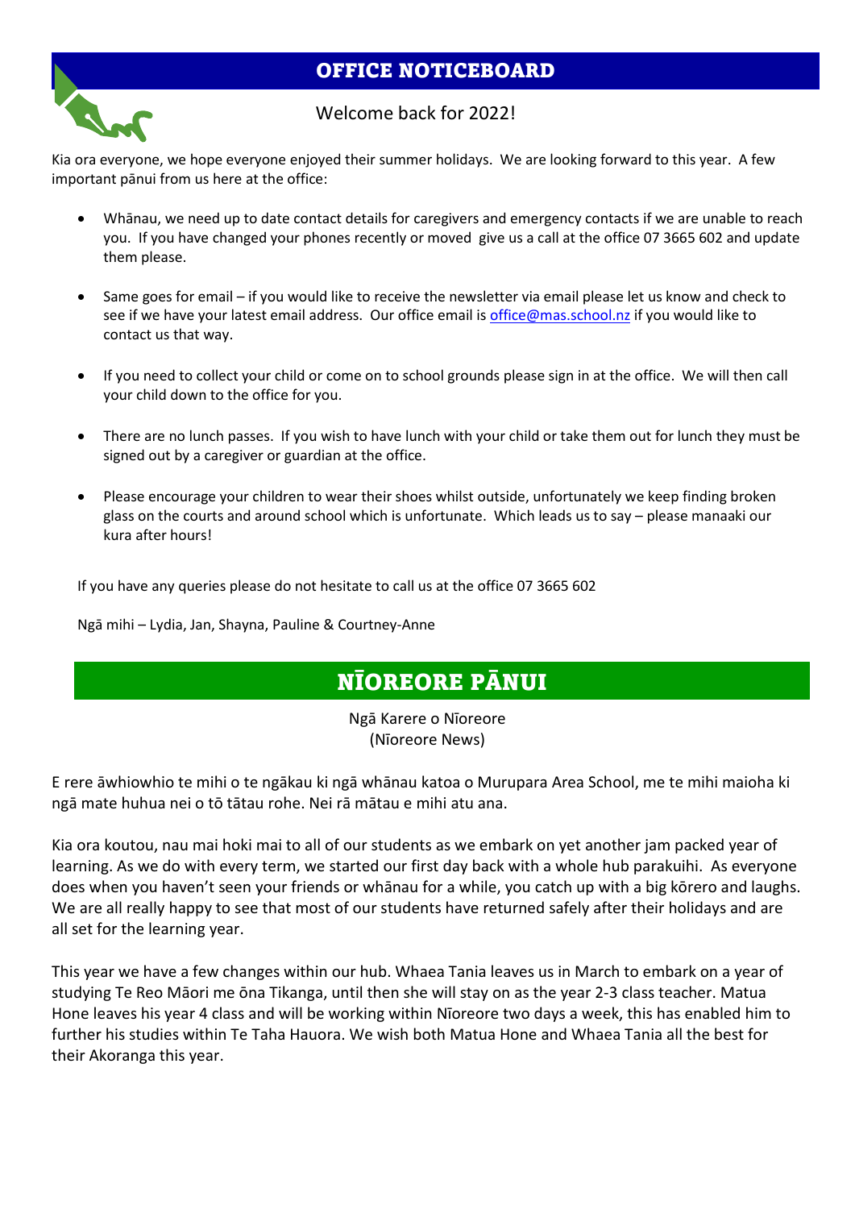## OFFICE NOTICEBOARD

Welcome back for 2022!

Kia ora everyone, we hope everyone enjoyed their summer holidays. We are looking forward to this year. A few important pānui from us here at the office:

- Whānau, we need up to date contact details for caregivers and emergency contacts if we are unable to reach you. If you have changed your phones recently or moved give us a call at the office 07 3665 602 and update them please.
- Same goes for email – if you would like to receive the newsletter via email please let us know and check to see if we have your latest email address. Our office email is office@mas.school.nz if you would like to contact us that way.
- If you need to collect your child or come on to school grounds please sign in at the office. We will then call your child down to the office for you.
- There are no lunch passes. If you wish to have lunch with your child or take them out for lunch they must be signed out by a caregiver or guardian at the office.
- Please encourage your children to wear their shoes whilst outside, unfortunately we keep finding broken glass on the courts and around school which is unfortunate. Which leads us to say – please manaaki our kura after hours!

If you have any queries please do not hesitate to call us at the office 07 3665 602

Ngā mihi – Lydia, Jan, Shayna, Pauline & Courtney-Anne

## NĪOREORE PĀNUI

Ngā Karere o Nīoreore
(Nīoreore News)

E rere āwhiowhio te mihi o te ngākau ki ngā whānau katoa o Murupara Area School, me te mihi maioha ki ngā mate huhua nei o tō tātau rohe. Nei rā mātau e mihi atu ana.

Kia ora koutou, nau mai hoki mai to all of our students as we embark on yet another jam packed year of learning. As we do with every term, we started our first day back with a whole hub parakuihi. As everyone does when you haven't seen your friends or whānau for a while, you catch up with a big kōrero and laughs. We are all really happy to see that most of our students have returned safely after their holidays and are all set for the learning year.

This year we have a few changes within our hub. Whaea Tania leaves us in March to embark on a year of studying Te Reo Māori me ōna Tikanga, until then she will stay on as the year 2-3 class teacher. Matua Hone leaves his year 4 class and will be working within Nīoreore two days a week, this has enabled him to further his studies within Te Taha Hauora. We wish both Matua Hone and Whaea Tania all the best for their Akoranga this year.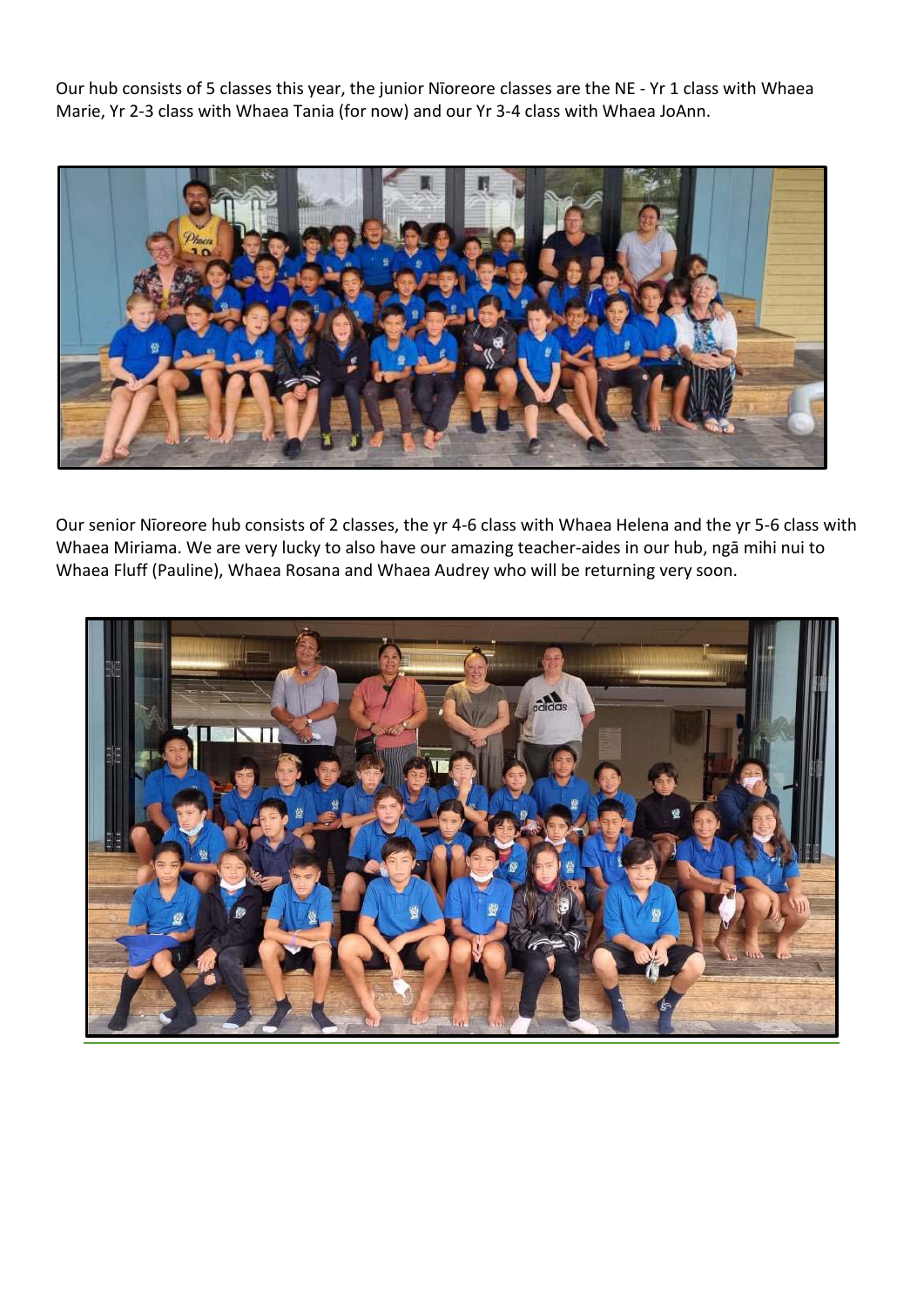Our hub consists of 5 classes this year, the junior Nīoreore classes are the NE - Yr 1 class with Whaea Marie, Yr 2-3 class with Whaea Tania (for now) and our Yr 3-4 class with Whaea JoAnn.

Our senior Nīoreore hub consists of 2 classes, the yr 4-6 class with Whaea Helena and the yr 5-6 class with Whaea Miriama. We are very lucky to also have our amazing teacher-aides in our hub, ngā mihi nui to Whaea Fluff (Pauline), Whaea Rosana and Whaea Audrey who will be returning very soon.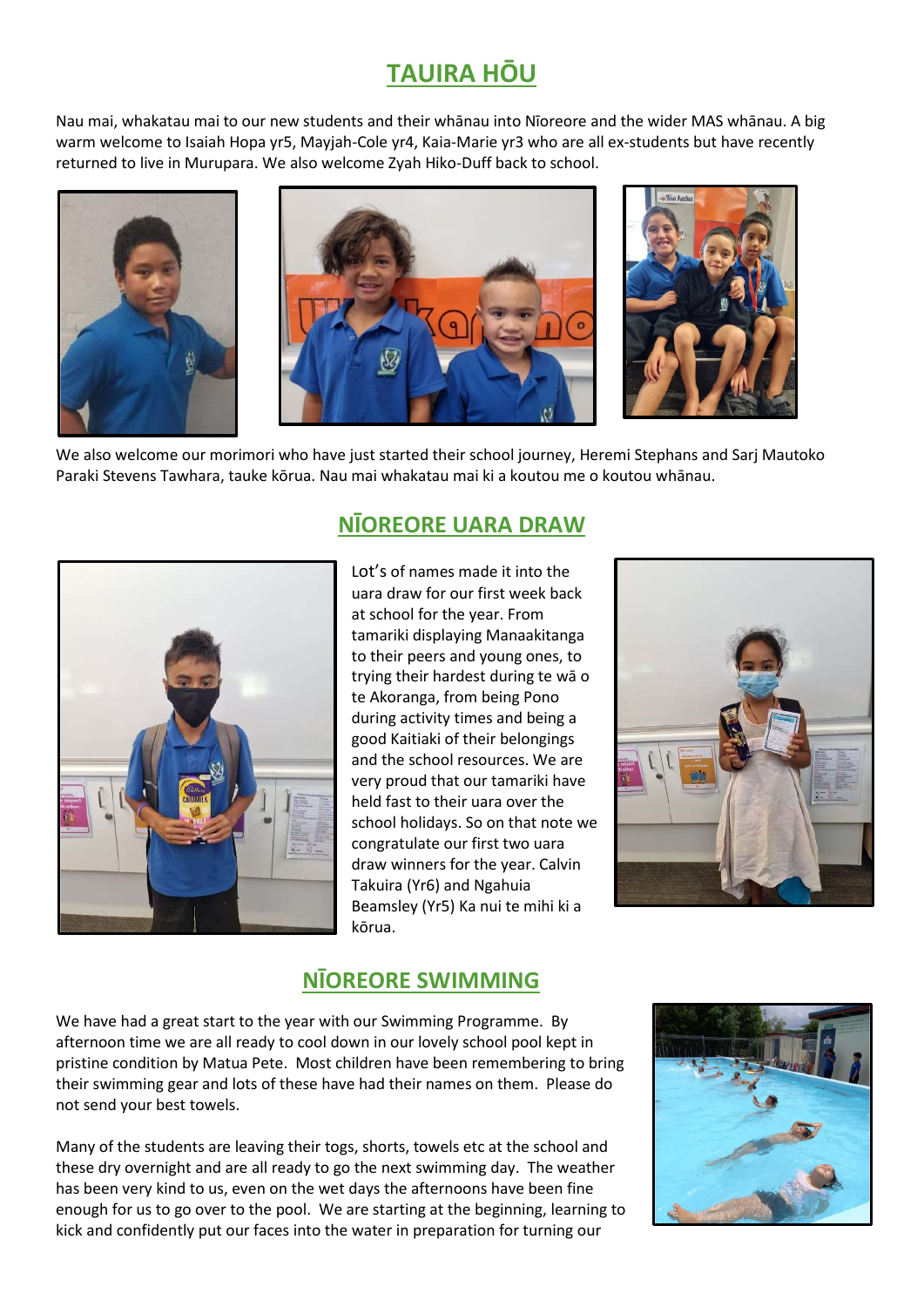## TAUIRA HŌU

Nau mai, whakatau mai to our new students and their whānau into Nīoreore and the wider MAS whānau. A big warm welcome to Isaiah Hopa yr5, Mayjah-Cole yr4, Kaia-Marie yr3 who are all ex-students but have recently returned to live in Murupara. We also welcome Zyah Hiko-Duff back to school.

We also welcome our morimori who have just started their school journey, Heremi Stephans and Sarj Mautoko Paraki Stevens Tawhara, tauke kōrua. Nau mai whakatau mai ki a koutou me o koutou whānau.

## NĪOREORE UARA DRAW

Lot's of names made it into the uara draw for our first week back at school for the year. From tamariki displaying Manaakitanga to their peers and young ones, to trying their hardest during te wā o te Akoranga, from being Pono during activity times and being a good Kaitiaki of their belongings and the school resources. We are very proud that our tamariki have held fast to their uara over the school holidays. So on that note we congratulate our first two uara draw winners for the year. Calvin Takuira (Yr6) and Ngahuia Beamsley (Yr5) Ka nui te mihi ki a kōrua.

## NĪOREORE SWIMMING

We have had a great start to the year with our Swimming Programme. By afternoon time we are all ready to cool down in our lovely school pool kept in pristine condition by Matua Pete. Most children have been remembering to bring their swimming gear and lots of these have had their names on them. Please do not send your best towels.

Many of the students are leaving their togs, shorts, towels etc at the school and these dry overnight and are all ready to go the next swimming day. The weather has been very kind to us, even on the wet days the afternoons have been fine enough for us to go over to the pool. We are starting at the beginning, learning to kick and confidently put our faces into the water in preparation for turning our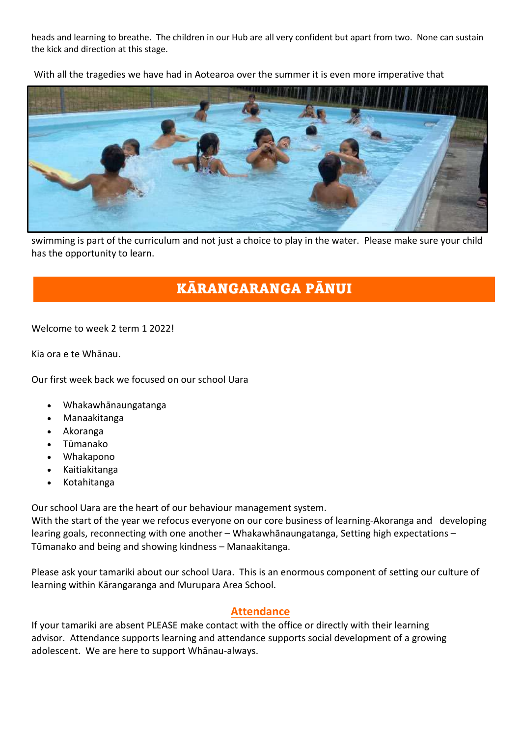heads and learning to breathe. The children in our Hub are all very confident but apart from two. None can sustain the kick and direction at this stage.

With all the tragedies we have had in Aotearoa over the summer it is even more imperative that swimming is part of the curriculum and not just a choice to play in the water. Please make sure your child has the opportunity to learn.

## KĀRANGARANGA PĀNUI

Welcome to week 2 term 1 2022!

Kia ora e te Whānau.

Our first week back we focused on our school Uara

- Whakawhānaungatanga
- Manaakitanga
- Akoranga
- Tūmanako
- Whakapono
- Kaitiakitanga
- Kotahitanga

Our school Uara are the heart of our behaviour management system.
With the start of the year we refocus everyone on our core business of learning-Akoranga and developing learing goals, reconnecting with one another – Whakawhānaungatanga, Setting high expectations – Tūmanako and being and showing kindness – Manaakitanga.

Please ask your tamariki about our school Uara. This is an enormous component of setting our culture of learning within Kārangaranga and Murupara Area School.

### Attendance

If your tamariki are absent PLEASE make contact with the office or directly with their learning advisor. Attendance supports learning and attendance supports social development of a growing adolescent. We are here to support Whānau-always.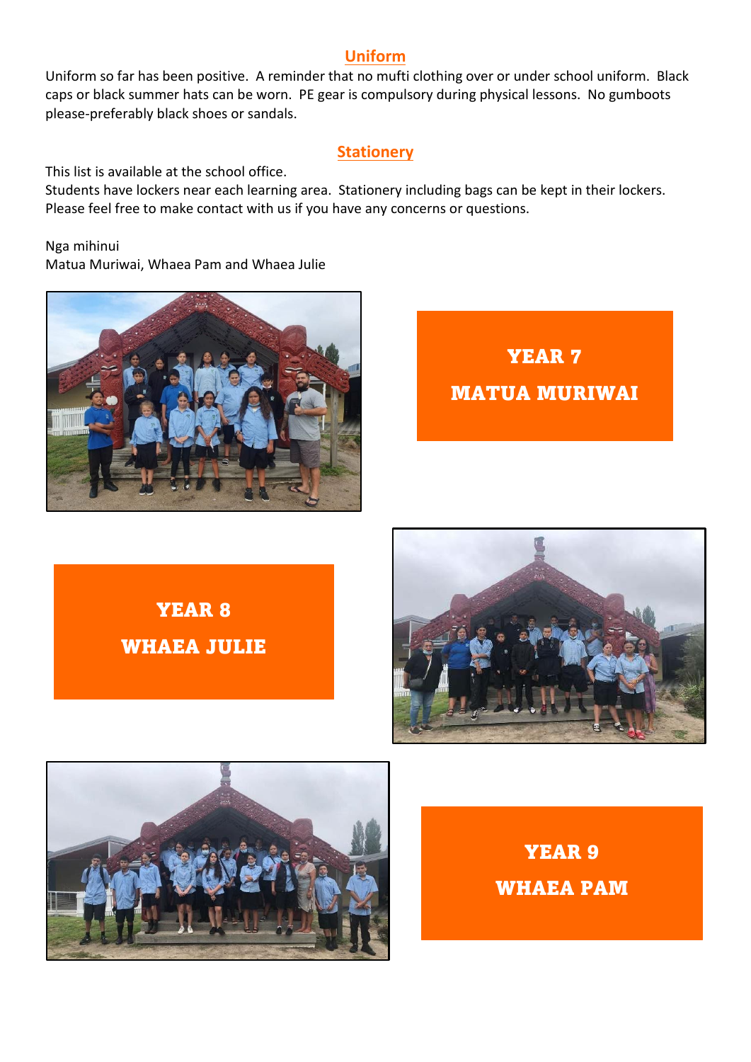## Uniform

Uniform so far has been positive. A reminder that no mufti clothing over or under school uniform. Black caps or black summer hats can be worn. PE gear is compulsory during physical lessons. No gumboots please-preferably black shoes or sandals.

## Stationery

This list is available at the school office.
Students have lockers near each learning area. Stationery including bags can be kept in their lockers. Please feel free to make contact with us if you have any concerns or questions.

Nga mihinui
Matua Muriwai, Whaea Pam and Whaea Julie

**YEAR 7**

**MATUA MURIWAI**

**YEAR 8**

**WHAEA JULIE**

**YEAR 9**

**WHAEA PAM**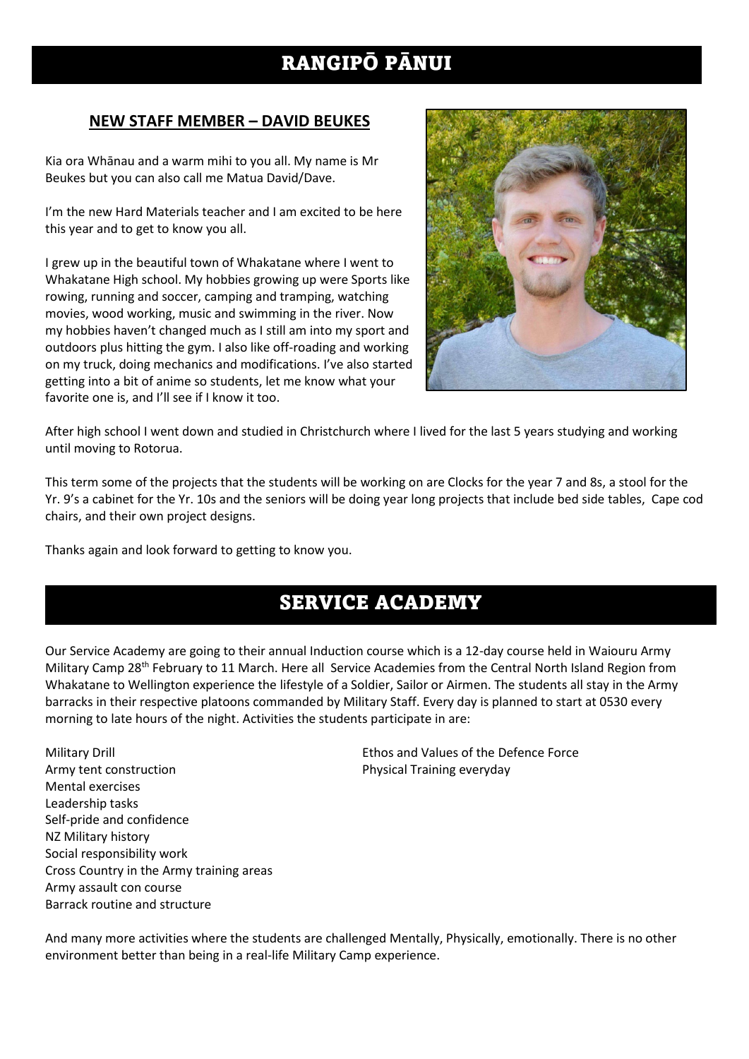# RANGIPŌ PĀNUI

## NEW STAFF MEMBER – DAVID BEUKES

Kia ora Whānau and a warm mihi to you all. My name is Mr Beukes but you can also call me Matua David/Dave.

I'm the new Hard Materials teacher and I am excited to be here this year and to get to know you all.

I grew up in the beautiful town of Whakatane where I went to Whakatane High school. My hobbies growing up were Sports like rowing, running and soccer, camping and tramping, watching movies, wood working, music and swimming in the river. Now my hobbies haven't changed much as I still am into my sport and outdoors plus hitting the gym. I also like off-roading and working on my truck, doing mechanics and modifications. I've also started getting into a bit of anime so students, let me know what your favorite one is, and I'll see if I know it too.

After high school I went down and studied in Christchurch where I lived for the last 5 years studying and working until moving to Rotorua.

This term some of the projects that the students will be working on are Clocks for the year 7 and 8s, a stool for the Yr. 9's a cabinet for the Yr. 10s and the seniors will be doing year long projects that include bed side tables, Cape cod chairs, and their own project designs.

Thanks again and look forward to getting to know you.

# SERVICE ACADEMY

Our Service Academy are going to their annual Induction course which is a 12-day course held in Waiouru Army Military Camp 28th February to 11 March. Here all Service Academies from the Central North Island Region from Whakatane to Wellington experience the lifestyle of a Soldier, Sailor or Airmen. The students all stay in the Army barracks in their respective platoons commanded by Military Staff. Every day is planned to start at 0530 every morning to late hours of the night. Activities the students participate in are:

Military Drill
Army tent construction
Mental exercises
Leadership tasks
Self-pride and confidence
NZ Military history
Social responsibility work
Cross Country in the Army training areas
Army assault con course
Barrack routine and structure
Ethos and Values of the Defence Force
Physical Training everyday

And many more activities where the students are challenged Mentally, Physically, emotionally. There is no other environment better than being in a real-life Military Camp experience.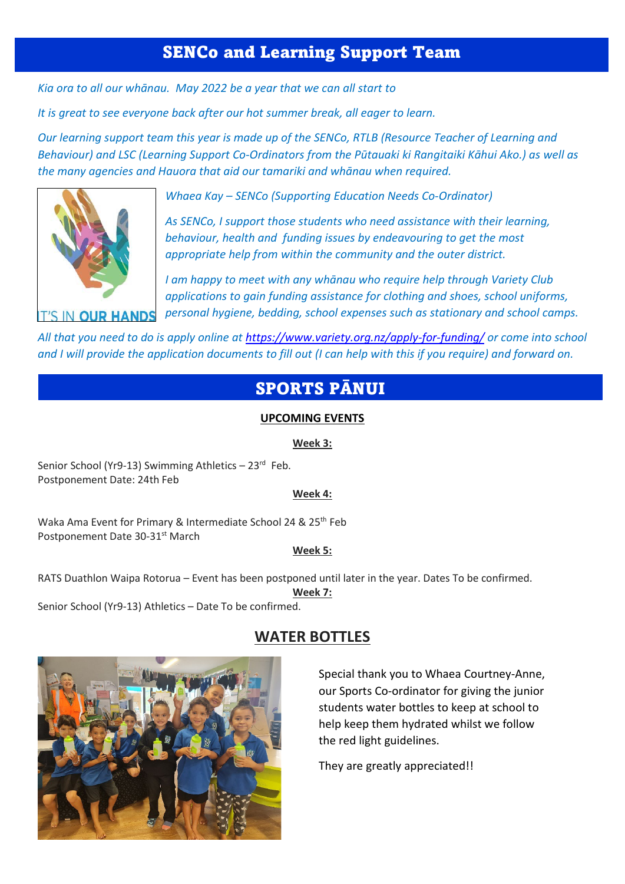## SENCo and Learning Support Team

*Kia ora to all our whānau. May 2022 be a year that we can all start to*

*It is great to see everyone back after our hot summer break, all eager to learn.*

*Our learning support team this year is made up of the SENCo, RTLB (Resource Teacher of Learning and Behaviour) and LSC (Learning Support Co-Ordinators from the Pūtauaki ki Rangitaiki Kāhui Ako.) as well as the many agencies and Hauora that aid our tamariki and whānau when required.*

IT'S IN **OUR HANDS**

*Whaea Kay – SENCo (Supporting Education Needs Co-Ordinator)*

*As SENCo, I support those students who need assistance with their learning, behaviour, health and funding issues by endeavouring to get the most appropriate help from within the community and the outer district.*

*I am happy to meet with any whānau who require help through Variety Club applications to gain funding assistance for clothing and shoes, school uniforms, personal hygiene, bedding, school expenses such as stationary and school camps.*

*All that you need to do is apply online at https://www.variety.org.nz/apply-for-funding/ or come into school and I will provide the application documents to fill out (I can help with this if you require) and forward on.*

## SPORTS PĀNUI

**UPCOMING EVENTS**

**Week 3:**

Senior School (Yr9-13) Swimming Athletics – 23rd Feb.
Postponement Date: 24th Feb

**Week 4:**

Waka Ama Event for Primary & Intermediate School 24 & 25th Feb
Postponement Date 30-31st March

**Week 5:**

RATS Duathlon Waipa Rotorua – Event has been postponed until later in the year. Dates To be confirmed.

**Week 7:**

Senior School (Yr9-13) Athletics – Date To be confirmed.

## WATER BOTTLES

Special thank you to Whaea Courtney-Anne, our Sports Co-ordinator for giving the junior students water bottles to keep at school to help keep them hydrated whilst we follow the red light guidelines.

They are greatly appreciated!!